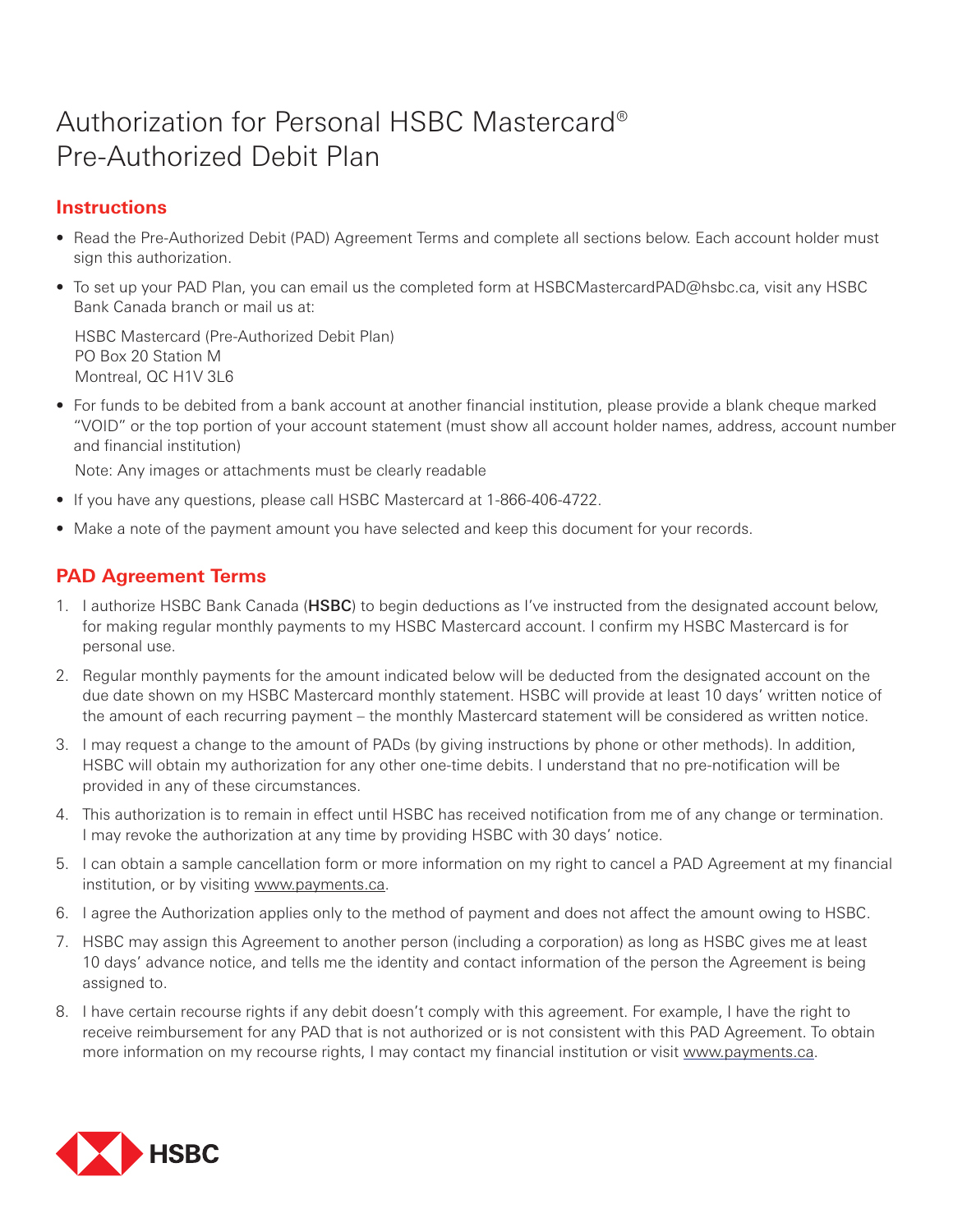# Authorization for Personal HSBC Mastercard® Pre-Authorized Debit Plan

## Instructions

- Read the Pre-Authorized Debit (PAD) Agreement Terms and complete all sections below. Each account holder must sign this authorization.
- To set up your PAD Plan, you can email us the completed form at HSBCMastercardPAD@hsbc.ca, visit any HSBC Bank Canada branch or mail us at:

  HSBC Mastercard (Pre-Authorized Debit Plan)
  PO Box 20 Station M
  Montreal, QC H1V 3L6

- For funds to be debited from a bank account at another financial institution, please provide a blank cheque marked "VOID" or the top portion of your account statement (must show all account holder names, address, account number and financial institution)

  Note: Any images or attachments must be clearly readable

- If you have any questions, please call HSBC Mastercard at 1-866-406-4722.
- Make a note of the payment amount you have selected and keep this document for your records.

## PAD Agreement Terms

1. I authorize HSBC Bank Canada (**HSBC**) to begin deductions as I've instructed from the designated account below, for making regular monthly payments to my HSBC Mastercard account. I confirm my HSBC Mastercard is for personal use.
2. Regular monthly payments for the amount indicated below will be deducted from the designated account on the due date shown on my HSBC Mastercard monthly statement. HSBC will provide at least 10 days' written notice of the amount of each recurring payment – the monthly Mastercard statement will be considered as written notice.
3. I may request a change to the amount of PADs (by giving instructions by phone or other methods). In addition, HSBC will obtain my authorization for any other one-time debits. I understand that no pre-notification will be provided in any of these circumstances.
4. This authorization is to remain in effect until HSBC has received notification from me of any change or termination. I may revoke the authorization at any time by providing HSBC with 30 days' notice.
5. I can obtain a sample cancellation form or more information on my right to cancel a PAD Agreement at my financial institution, or by visiting www.payments.ca.
6. I agree the Authorization applies only to the method of payment and does not affect the amount owing to HSBC.
7. HSBC may assign this Agreement to another person (including a corporation) as long as HSBC gives me at least 10 days' advance notice, and tells me the identity and contact information of the person the Agreement is being assigned to.
8. I have certain recourse rights if any debit doesn't comply with this agreement. For example, I have the right to receive reimbursement for any PAD that is not authorized or is not consistent with this PAD Agreement. To obtain more information on my recourse rights, I may contact my financial institution or visit www.payments.ca.

HSBC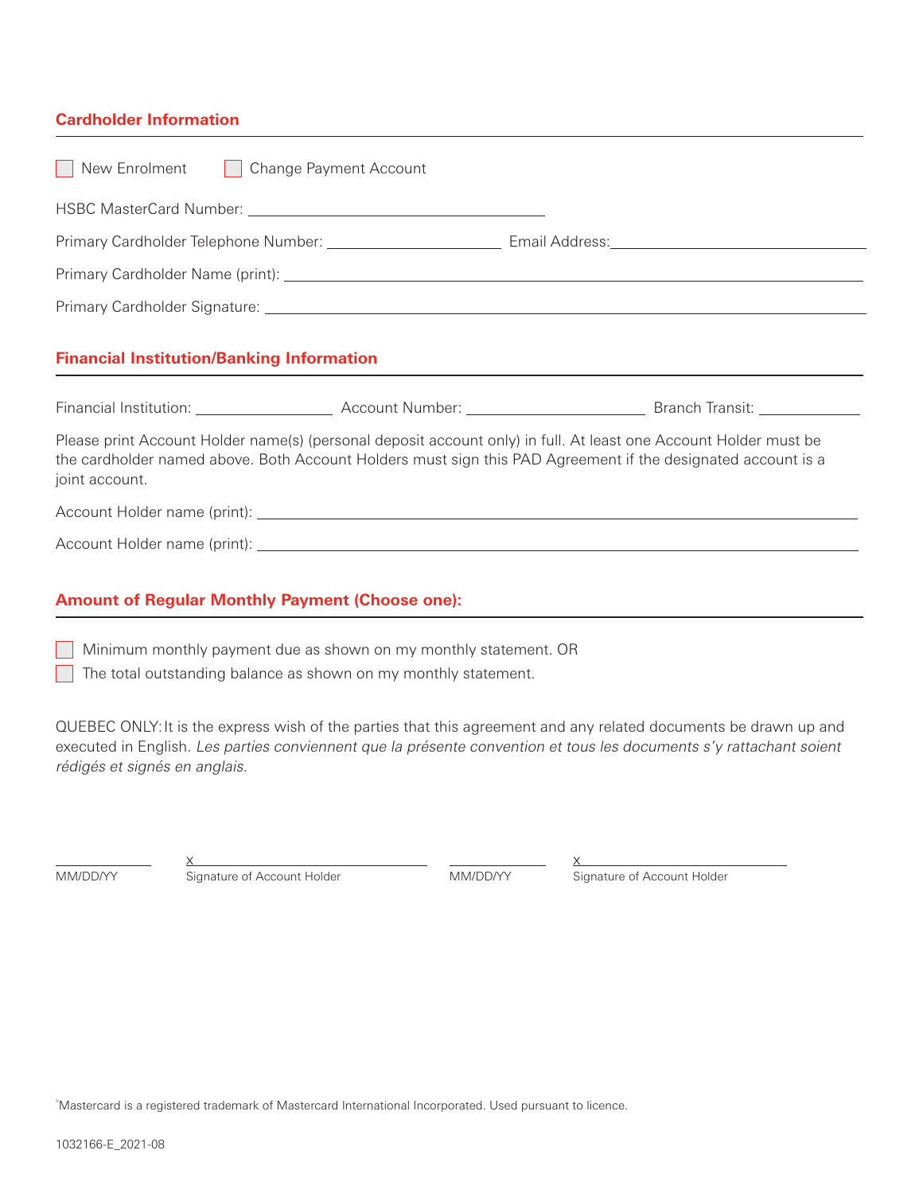## Cardholder Information

☐ New Enrolment ☐ Change Payment Account

HSBC MasterCard Number: ______________________________

Primary Cardholder Telephone Number: __________________ Email Address: ______________________________

Primary Cardholder Name (print): ______________________________

Primary Cardholder Signature: ______________________________

## Financial Institution/Banking Information

Financial Institution: ______________ Account Number: __________________ Branch Transit: __________

Please print Account Holder name(s) (personal deposit account only) in full. At least one Account Holder must be the cardholder named above. Both Account Holders must sign this PAD Agreement if the designated account is a joint account.

Account Holder name (print): ______________________________

Account Holder name (print): ______________________________

## Amount of Regular Monthly Payment (Choose one):

☐ Minimum monthly payment due as shown on my monthly statement. OR

☐ The total outstanding balance as shown on my monthly statement.

QUEBEC ONLY: It is the express wish of the parties that this agreement and any related documents be drawn up and executed in English. *Les parties conviennent que la présente convention et tous les documents s'y rattachant soient rédigés et signés en anglais.*

| | | | |
|---|---|---|---|
| __________ | x______________________________ | __________ | x______________________________ |
| MM/DD/YY | Signature of Account Holder | MM/DD/YY | Signature of Account Holder |

®Mastercard is a registered trademark of Mastercard International Incorporated. Used pursuant to licence.

1032166-E_2021-08